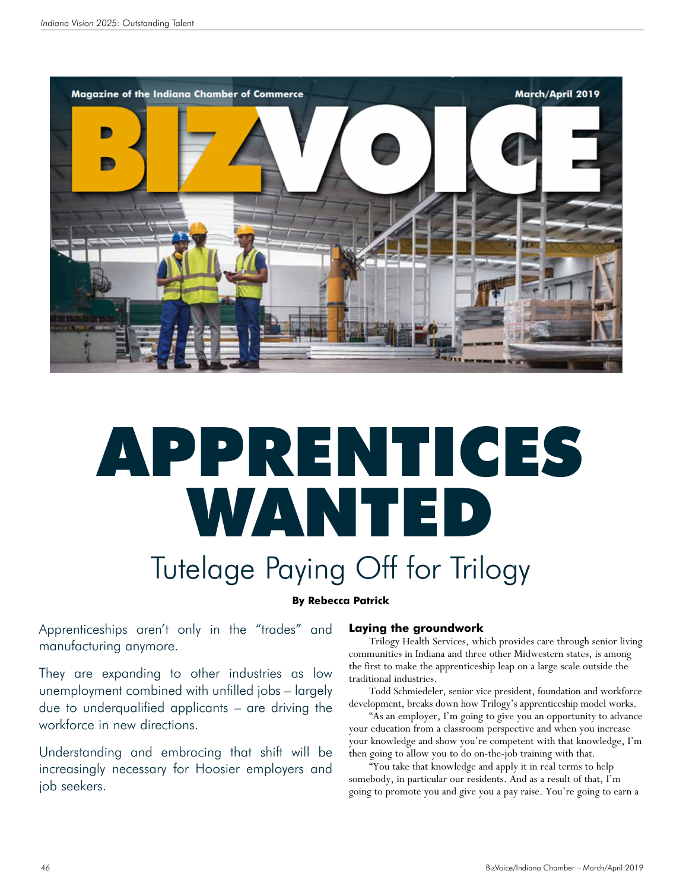# APPRENTICES WANTED

## Tutelage Paying Off for Trilogy

**By Rebecca Patrick**

Apprenticeships aren't only in the "trades" and manufacturing anymore.

They are expanding to other industries as low unemployment combined with unfilled jobs – largely due to underqualified applicants – are driving the workforce in new directions.

Understanding and embracing that shift will be increasingly necessary for Hoosier employers and job seekers.

### Laying the groundwork

Trilogy Health Services, which provides care through senior living communities in Indiana and three other Midwestern states, is among the first to make the apprenticeship leap on a large scale outside the traditional industries.

Todd Schmiedeler, senior vice president, foundation and workforce development, breaks down how Trilogy's apprenticeship model works.

"As an employer, I'm going to give you an opportunity to advance your education from a classroom perspective and when you increase your knowledge and show you're competent with that knowledge, I'm then going to allow you to do on-the-job training with that.

"You take that knowledge and apply it in real terms to help somebody, in particular our residents. And as a result of that, I'm going to promote you and give you a pay raise. You're going to earn a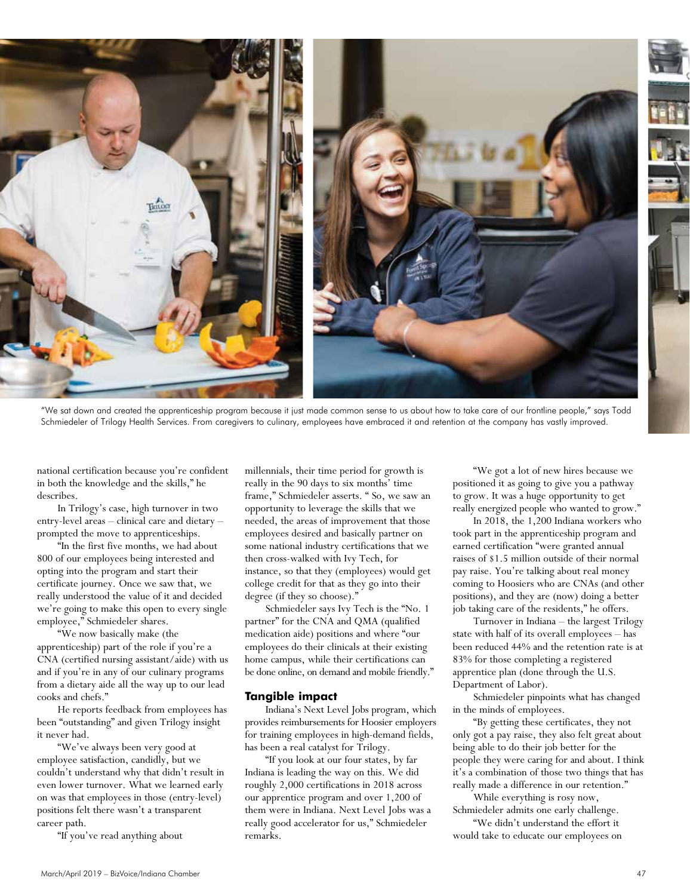"We sat down and created the apprenticeship program because it just made common sense to us about how to take care of our frontline people," says Todd Schmiedeler of Trilogy Health Services. From caregivers to culinary, employees have embraced it and retention at the company has vastly improved.

national certification because you're confident in both the knowledge and the skills," he describes.

In Trilogy's case, high turnover in two entry-level areas – clinical care and dietary – prompted the move to apprenticeships.

"In the first five months, we had about 800 of our employees being interested and opting into the program and start their certificate journey. Once we saw that, we really understood the value of it and decided we're going to make this open to every single employee," Schmiedeler shares.

"We now basically make (the apprenticeship) part of the role if you're a CNA (certified nursing assistant/aide) with us and if you're in any of our culinary programs from a dietary aide all the way up to our lead cooks and chefs."

He reports feedback from employees has been "outstanding" and given Trilogy insight it never had.

"We've always been very good at employee satisfaction, candidly, but we couldn't understand why that didn't result in even lower turnover. What we learned early on was that employees in those (entry-level) positions felt there wasn't a transparent career path.

"If you've read anything about millennials, their time period for growth is really in the 90 days to six months' time frame," Schmiedeler asserts. " So, we saw an opportunity to leverage the skills that we needed, the areas of improvement that those employees desired and basically partner on some national industry certifications that we then cross-walked with Ivy Tech, for instance, so that they (employees) would get college credit for that as they go into their degree (if they so choose)."

Schmiedeler says Ivy Tech is the "No. 1 partner" for the CNA and QMA (qualified medication aide) positions and where "our employees do their clinicals at their existing home campus, while their certifications can be done online, on demand and mobile friendly."

## Tangible impact

Indiana's Next Level Jobs program, which provides reimbursements for Hoosier employers for training employees in high-demand fields, has been a real catalyst for Trilogy.

"If you look at our four states, by far Indiana is leading the way on this. We did roughly 2,000 certifications in 2018 across our apprentice program and over 1,200 of them were in Indiana. Next Level Jobs was a really good accelerator for us," Schmiedeler remarks.

"We got a lot of new hires because we positioned it as going to give you a pathway to grow. It was a huge opportunity to get really energized people who wanted to grow."

In 2018, the 1,200 Indiana workers who took part in the apprenticeship program and earned certification "were granted annual raises of $1.5 million outside of their normal pay raise. You're talking about real money coming to Hoosiers who are CNAs (and other positions), and they are (now) doing a better job taking care of the residents," he offers.

Turnover in Indiana – the largest Trilogy state with half of its overall employees – has been reduced 44% and the retention rate is at 83% for those completing a registered apprentice plan (done through the U.S. Department of Labor).

Schmiedeler pinpoints what has changed in the minds of employees.

"By getting these certificates, they not only got a pay raise, they also felt great about being able to do their job better for the people they were caring for and about. I think it's a combination of those two things that has really made a difference in our retention."

While everything is rosy now, Schmiedeler admits one early challenge.

"We didn't understand the effort it would take to educate our employees on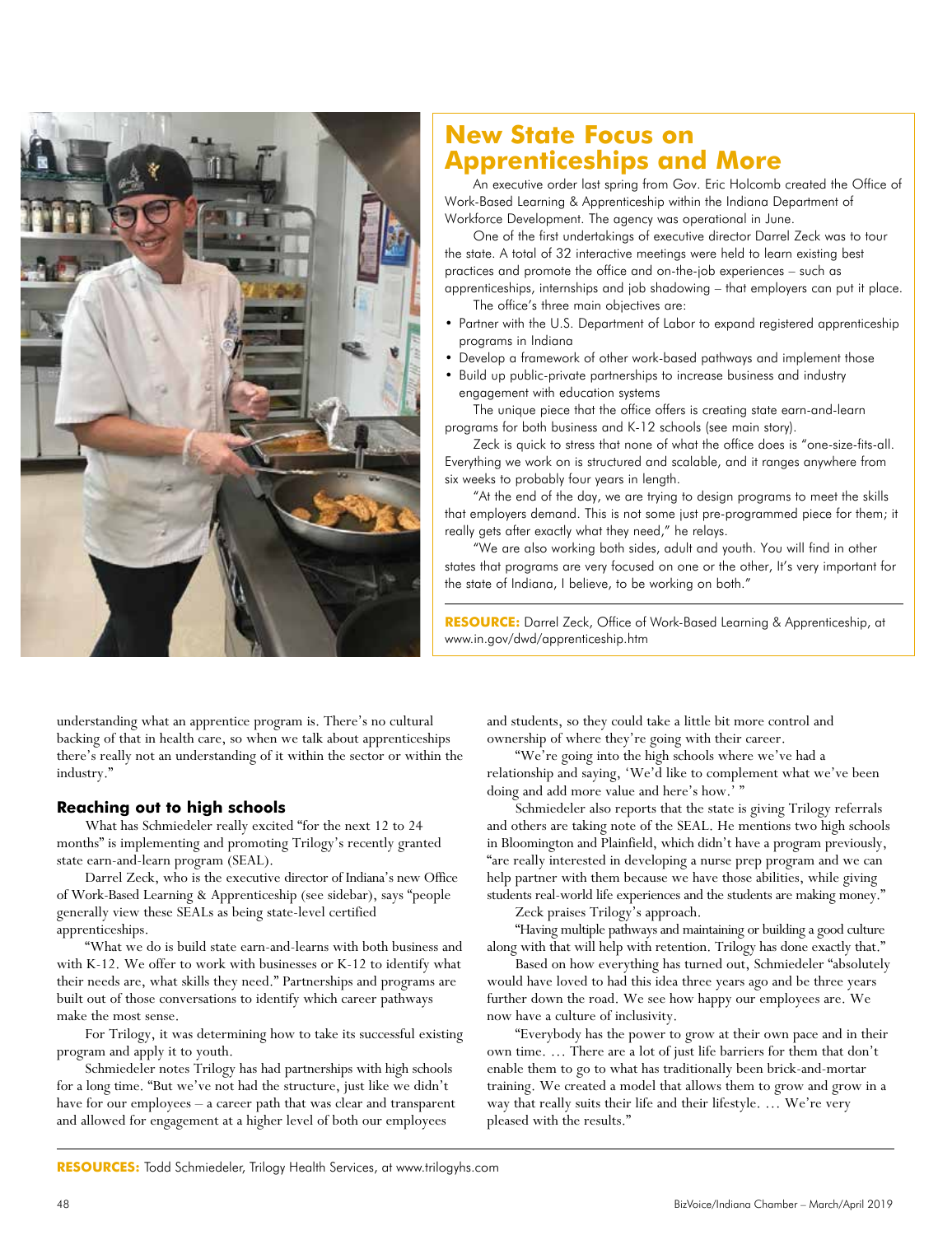## New State Focus on Apprenticeships and More

An executive order last spring from Gov. Eric Holcomb created the Office of Work-Based Learning & Apprenticeship within the Indiana Department of Workforce Development. The agency was operational in June.

One of the first undertakings of executive director Darrel Zeck was to tour the state. A total of 32 interactive meetings were held to learn existing best practices and promote the office and on-the-job experiences – such as apprenticeships, internships and job shadowing – that employers can put it place.

The office's three main objectives are:

- Partner with the U.S. Department of Labor to expand registered apprenticeship programs in Indiana
- Develop a framework of other work-based pathways and implement those
- Build up public-private partnerships to increase business and industry engagement with education systems

The unique piece that the office offers is creating state earn-and-learn programs for both business and K-12 schools (see main story).

Zeck is quick to stress that none of what the office does is "one-size-fits-all. Everything we work on is structured and scalable, and it ranges anywhere from six weeks to probably four years in length.

"At the end of the day, we are trying to design programs to meet the skills that employers demand. This is not some just pre-programmed piece for them; it really gets after exactly what they need," he relays.

"We are also working both sides, adult and youth. You will find in other states that programs are very focused on one or the other, It's very important for the state of Indiana, I believe, to be working on both."

**RESOURCE:** Darrel Zeck, Office of Work-Based Learning & Apprenticeship, at www.in.gov/dwd/apprenticeship.htm

understanding what an apprentice program is. There's no cultural backing of that in health care, so when we talk about apprenticeships there's really not an understanding of it within the sector or within the industry."

### Reaching out to high schools

What has Schmiedeler really excited "for the next 12 to 24 months" is implementing and promoting Trilogy's recently granted state earn-and-learn program (SEAL).

Darrel Zeck, who is the executive director of Indiana's new Office of Work-Based Learning & Apprenticeship (see sidebar), says "people generally view these SEALs as being state-level certified apprenticeships.

"What we do is build state earn-and-learns with both business and with K-12. We offer to work with businesses or K-12 to identify what their needs are, what skills they need." Partnerships and programs are built out of those conversations to identify which career pathways make the most sense.

For Trilogy, it was determining how to take its successful existing program and apply it to youth.

Schmiedeler notes Trilogy has had partnerships with high schools for a long time. "But we've not had the structure, just like we didn't have for our employees – a career path that was clear and transparent and allowed for engagement at a higher level of both our employees and students, so they could take a little bit more control and ownership of where they're going with their career.

"We're going into the high schools where we've had a relationship and saying, 'We'd like to complement what we've been doing and add more value and here's how.' "

Schmiedeler also reports that the state is giving Trilogy referrals and others are taking note of the SEAL. He mentions two high schools in Bloomington and Plainfield, which didn't have a program previously, "are really interested in developing a nurse prep program and we can help partner with them because we have those abilities, while giving students real-world life experiences and the students are making money."

Zeck praises Trilogy's approach.

"Having multiple pathways and maintaining or building a good culture along with that will help with retention. Trilogy has done exactly that."

Based on how everything has turned out, Schmiedeler "absolutely would have loved to had this idea three years ago and be three years further down the road. We see how happy our employees are. We now have a culture of inclusivity.

"Everybody has the power to grow at their own pace and in their own time. … There are a lot of just life barriers for them that don't enable them to go to what has traditionally been brick-and-mortar training. We created a model that allows them to grow and grow in a way that really suits their life and their lifestyle. … We're very pleased with the results."

**RESOURCES:** Todd Schmiedeler, Trilogy Health Services, at www.trilogyhs.com